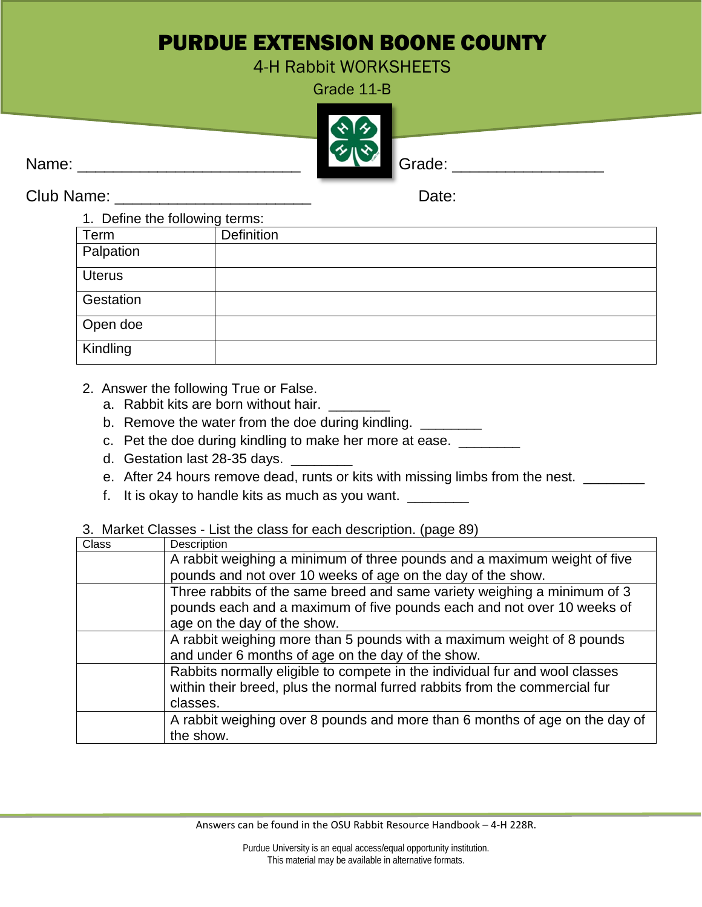# PURDUE EXTENSION BOONE COUNTY

4-H Rabbit WORKSHEETS

Grade 11-B

Name: _________________________ Grade: _________________

Club Name: ______________________ Date:

1. Define the following terms:

| Term | Definition |
|---|---|
| Palpation | |
| Uterus | |
| Gestation | |
| Open doe | |
| Kindling | |

2. Answer the following True or False.
   a. Rabbit kits are born without hair. ________
   b. Remove the water from the doe during kindling. ________
   c. Pet the doe during kindling to make her more at ease. ________
   d. Gestation last 28-35 days. ________
   e. After 24 hours remove dead, runts or kits with missing limbs from the nest. ________
   f. It is okay to handle kits as much as you want. ________

3. Market Classes - List the class for each description. (page 89)

| Class | Description |
|---|---|
| | A rabbit weighing a minimum of three pounds and a maximum weight of five pounds and not over 10 weeks of age on the day of the show. |
| | Three rabbits of the same breed and same variety weighing a minimum of 3 pounds each and a maximum of five pounds each and not over 10 weeks of age on the day of the show. |
| | A rabbit weighing more than 5 pounds with a maximum weight of 8 pounds and under 6 months of age on the day of the show. |
| | Rabbits normally eligible to compete in the individual fur and wool classes within their breed, plus the normal furred rabbits from the commercial fur classes. |
| | A rabbit weighing over 8 pounds and more than 6 months of age on the day of the show. |

Answers can be found in the OSU Rabbit Resource Handbook – 4-H 228R.

Purdue University is an equal access/equal opportunity institution.
This material may be available in alternative formats.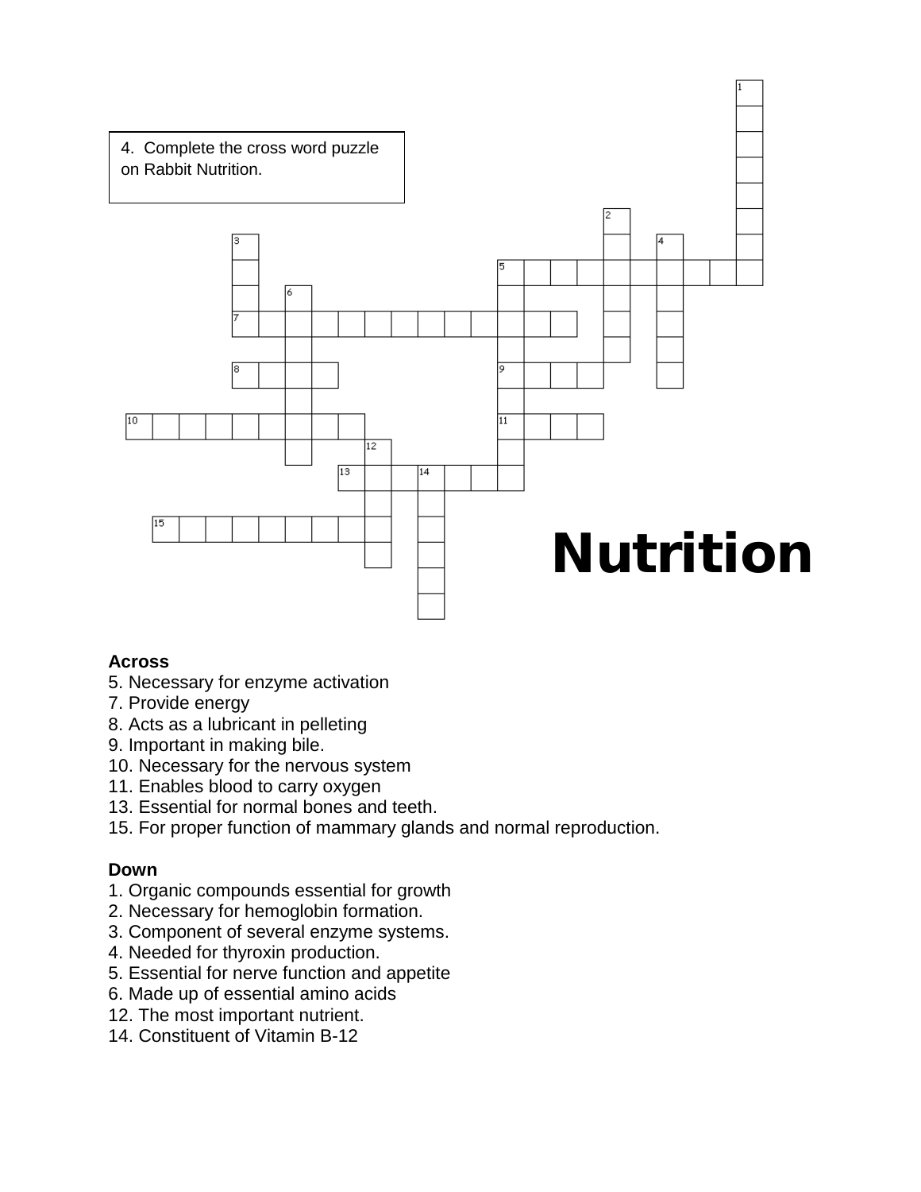4. Complete the cross word puzzle on Rabbit Nutrition.

# Nutrition

**Across**

5. Necessary for enzyme activation
7. Provide energy
8. Acts as a lubricant in pelleting
9. Important in making bile.
10. Necessary for the nervous system
11. Enables blood to carry oxygen
13. Essential for normal bones and teeth.
15. For proper function of mammary glands and normal reproduction.

**Down**

1. Organic compounds essential for growth
2. Necessary for hemoglobin formation.
3. Component of several enzyme systems.
4. Needed for thyroxin production.
5. Essential for nerve function and appetite
6. Made up of essential amino acids
12. The most important nutrient.
14. Constituent of Vitamin B-12